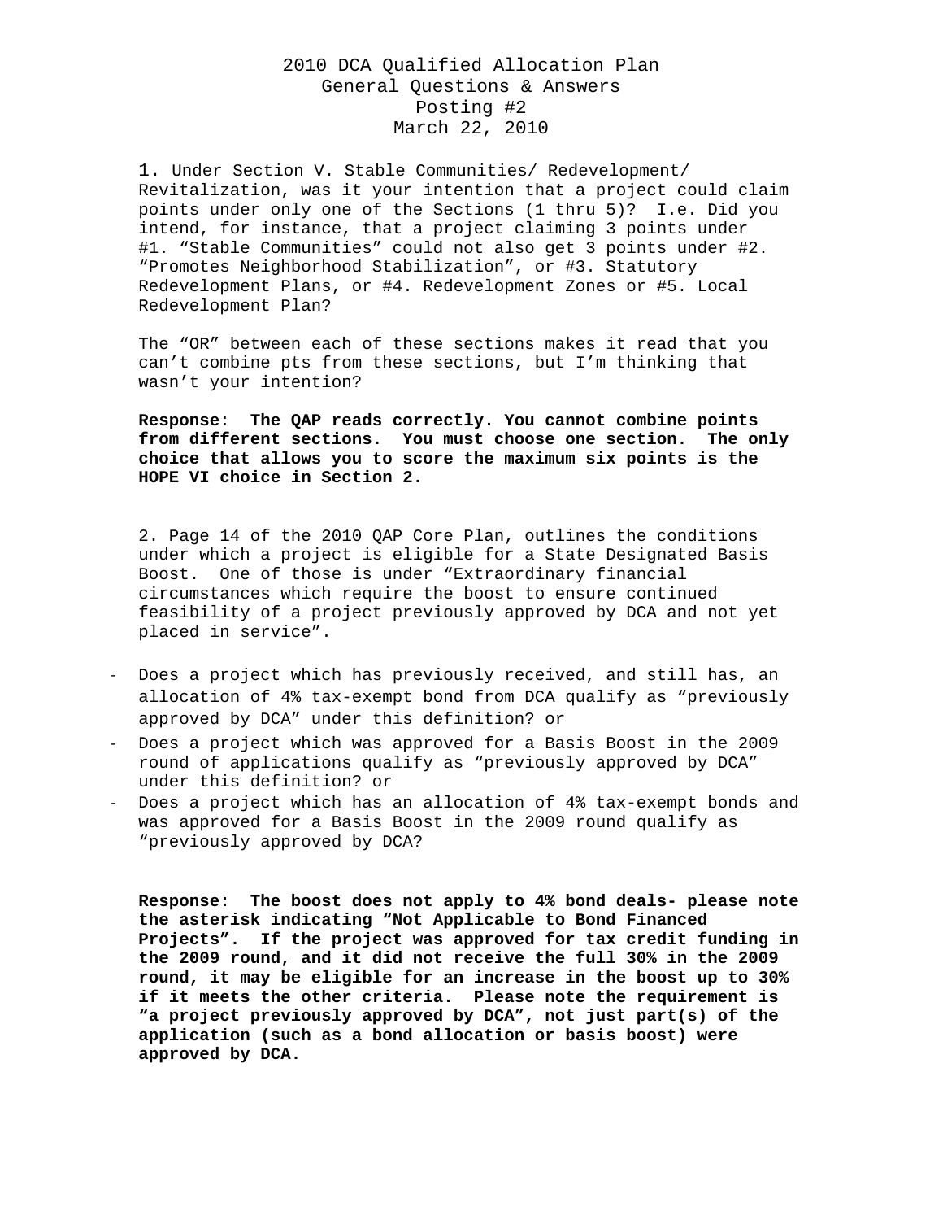# 2010 DCA Qualified Allocation Plan
## General Questions & Answers
## Posting #2
## March 22, 2010

1. Under Section V. Stable Communities/ Redevelopment/ Revitalization, was it your intention that a project could claim points under only one of the Sections (1 thru 5)? I.e. Did you intend, for instance, that a project claiming 3 points under #1. "Stable Communities" could not also get 3 points under #2. "Promotes Neighborhood Stabilization", or #3. Statutory Redevelopment Plans, or #4. Redevelopment Zones or #5. Local Redevelopment Plan?

The "OR" between each of these sections makes it read that you can't combine pts from these sections, but I'm thinking that wasn't your intention?

**Response**: **The QAP reads correctly. You cannot combine points from different sections. You must choose one section. The only choice that allows you to score the maximum six points is the HOPE VI choice in Section 2.**

2. Page 14 of the 2010 QAP Core Plan, outlines the conditions under which a project is eligible for a State Designated Basis Boost. One of those is under "Extraordinary financial circumstances which require the boost to ensure continued feasibility of a project previously approved by DCA and not yet placed in service".

- Does a project which has previously received, and still has, an allocation of 4% tax-exempt bond from DCA qualify as "previously approved by DCA" under this definition? or
- Does a project which was approved for a Basis Boost in the 2009 round of applications qualify as "previously approved by DCA" under this definition? or
- Does a project which has an allocation of 4% tax-exempt bonds and was approved for a Basis Boost in the 2009 round qualify as "previously approved by DCA?

**Response: The boost does not apply to 4% bond deals- please note the asterisk indicating "Not Applicable to Bond Financed Projects". If the project was approved for tax credit funding in the 2009 round, and it did not receive the full 30% in the 2009 round, it may be eligible for an increase in the boost up to 30% if it meets the other criteria. Please note the requirement is "a project previously approved by DCA", not just part(s) of the application (such as a bond allocation or basis boost) were approved by DCA.**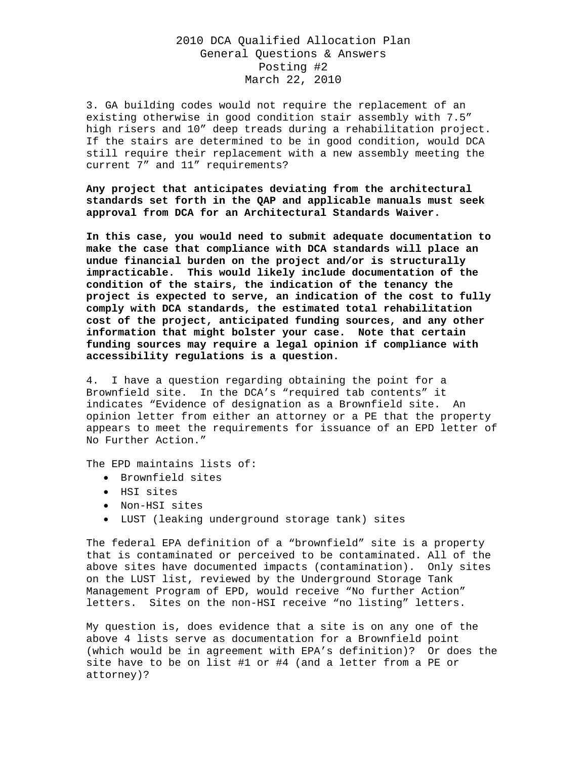# 2010 DCA Qualified Allocation Plan
## General Questions & Answers
### Posting #2
### March 22, 2010

3. GA building codes would not require the replacement of an existing otherwise in good condition stair assembly with 7.5" high risers and 10" deep treads during a rehabilitation project. If the stairs are determined to be in good condition, would DCA still require their replacement with a new assembly meeting the current 7" and 11" requirements?

**Any project that anticipates deviating from the architectural standards set forth in the QAP and applicable manuals must seek approval from DCA for an Architectural Standards Waiver.**

**In this case, you would need to submit adequate documentation to make the case that compliance with DCA standards will place an undue financial burden on the project and/or is structurally impracticable. This would likely include documentation of the condition of the stairs, the indication of the tenancy the project is expected to serve, an indication of the cost to fully comply with DCA standards, the estimated total rehabilitation cost of the project, anticipated funding sources, and any other information that might bolster your case. Note that certain funding sources may require a legal opinion if compliance with accessibility regulations is a question.**

4. I have a question regarding obtaining the point for a Brownfield site. In the DCA's "required tab contents" it indicates "Evidence of designation as a Brownfield site. An opinion letter from either an attorney or a PE that the property appears to meet the requirements for issuance of an EPD letter of No Further Action."

The EPD maintains lists of:

- Brownfield sites
- HSI sites
- Non-HSI sites
- LUST (leaking underground storage tank) sites

The federal EPA definition of a "brownfield" site is a property that is contaminated or perceived to be contaminated. All of the above sites have documented impacts (contamination). Only sites on the LUST list, reviewed by the Underground Storage Tank Management Program of EPD, would receive "No further Action" letters. Sites on the non-HSI receive "no listing" letters.

My question is, does evidence that a site is on any one of the above 4 lists serve as documentation for a Brownfield point (which would be in agreement with EPA's definition)? Or does the site have to be on list #1 or #4 (and a letter from a PE or attorney)?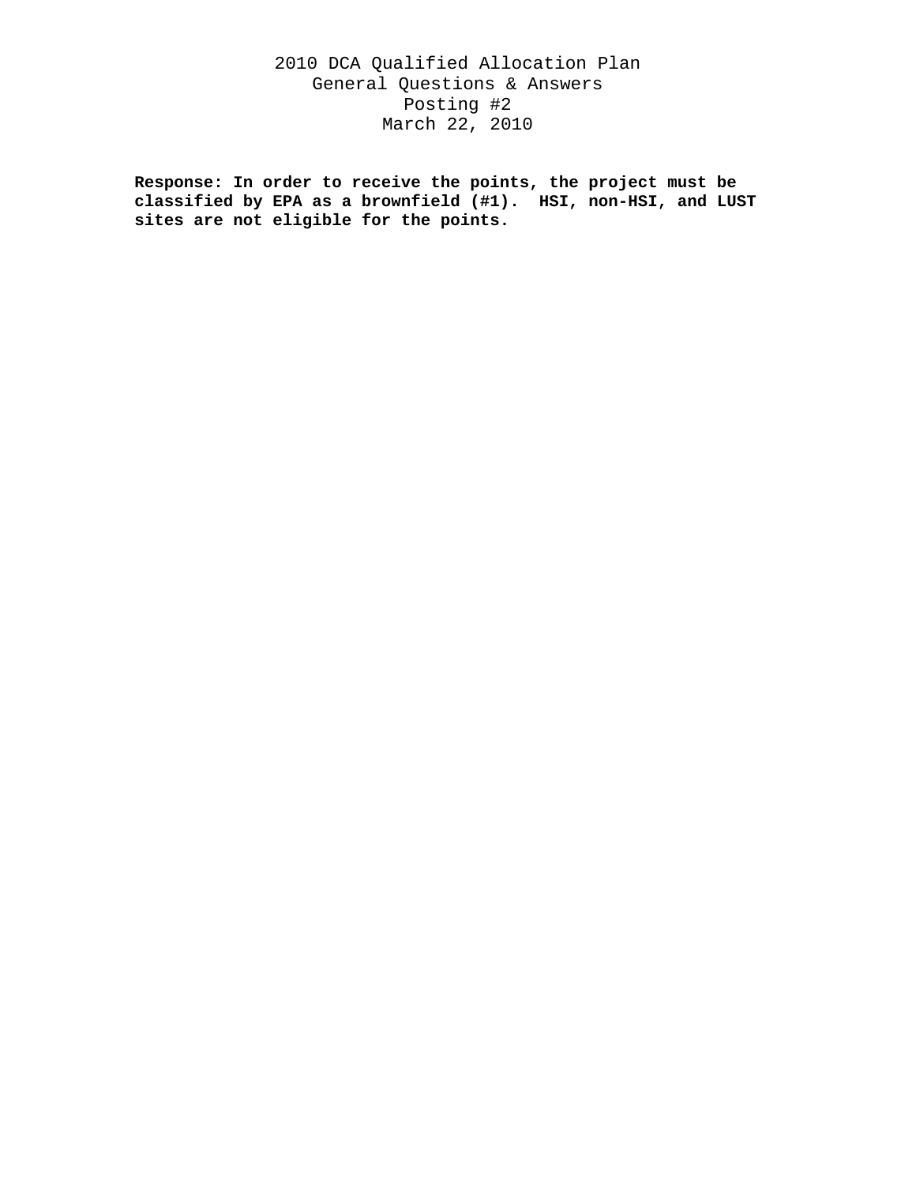**Response: In order to receive the points, the project must be classified by EPA as a brownfield (#1). HSI, non-HSI, and LUST sites are not eligible for the points.**